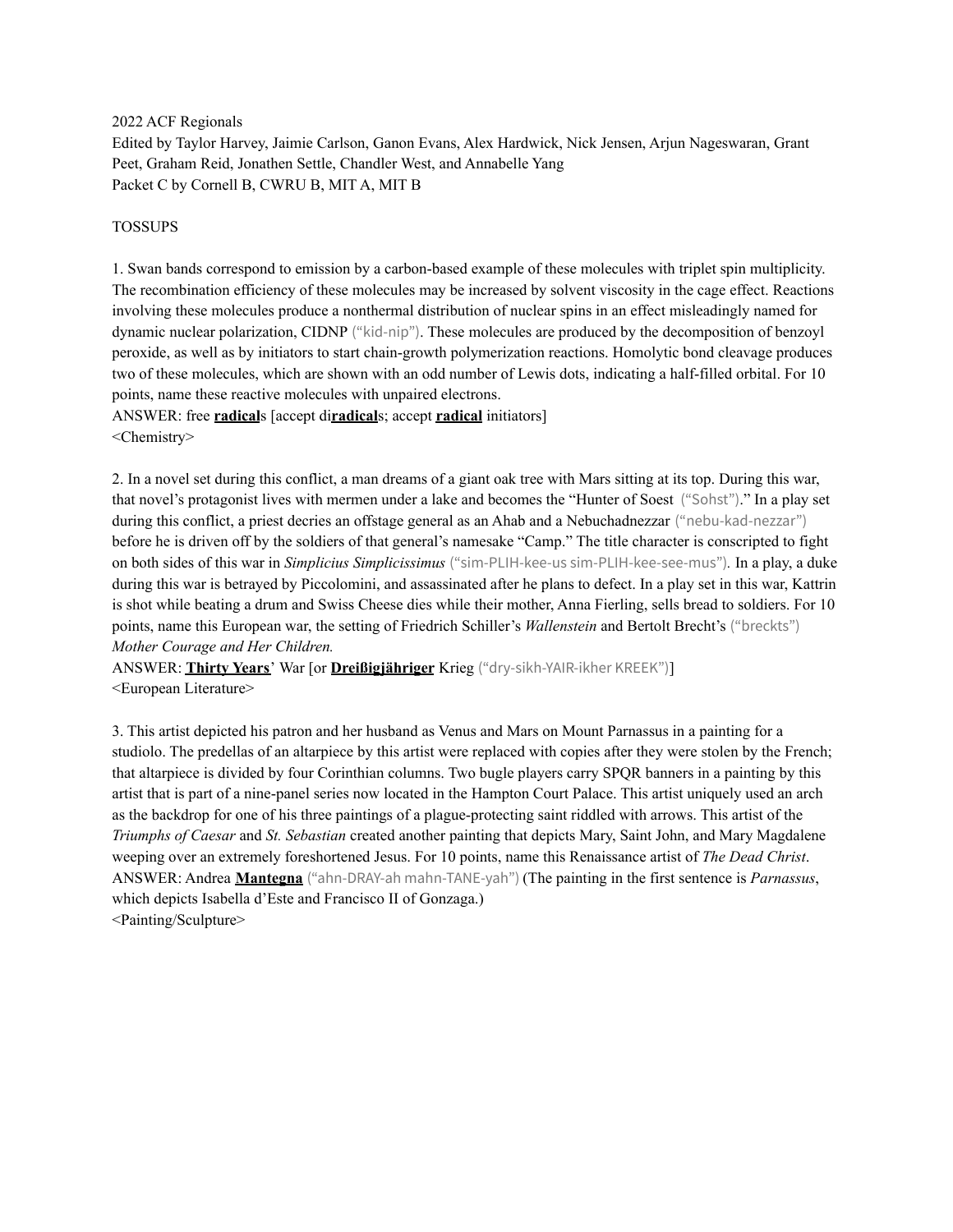2022 ACF Regionals

Edited by Taylor Harvey, Jaimie Carlson, Ganon Evans, Alex Hardwick, Nick Jensen, Arjun Nageswaran, Grant Peet, Graham Reid, Jonathen Settle, Chandler West, and Annabelle Yang

Packet C by Cornell B, CWRU B, MIT A, MIT B

TOSSUPS

1. Swan bands correspond to emission by a carbon-based example of these molecules with triplet spin multiplicity. The recombination efficiency of these molecules may be increased by solvent viscosity in the cage effect. Reactions involving these molecules produce a nonthermal distribution of nuclear spins in an effect misleadingly named for dynamic nuclear polarization, CIDNP ("kid-nip"). These molecules are produced by the decomposition of benzoyl peroxide, as well as by initiators to start chain-growth polymerization reactions. Homolytic bond cleavage produces two of these molecules, which are shown with an odd number of Lewis dots, indicating a half-filled orbital. For 10 points, name these reactive molecules with unpaired electrons.

ANSWER: free **radical**s [accept di**radical**s; accept **radical** initiators]

<Chemistry>

2. In a novel set during this conflict, a man dreams of a giant oak tree with Mars sitting at its top. During this war, that novel's protagonist lives with mermen under a lake and becomes the "Hunter of Soest ("Sohst")." In a play set during this conflict, a priest decries an offstage general as an Ahab and a Nebuchadnezzar ("nebu-kad-nezzar") before he is driven off by the soldiers of that general's namesake "Camp." The title character is conscripted to fight on both sides of this war in *Simplicius Simplicissimus* ("sim-PLIH-kee-us sim-PLIH-kee-see-mus"). In a play, a duke during this war is betrayed by Piccolomini, and assassinated after he plans to defect. In a play set in this war, Kattrin is shot while beating a drum and Swiss Cheese dies while their mother, Anna Fierling, sells bread to soldiers. For 10 points, name this European war, the setting of Friedrich Schiller's *Wallenstein* and Bertolt Brecht's ("breckts") *Mother Courage and Her Children.*

ANSWER: **Thirty Years**' War [or **Dreißigjähriger** Krieg ("dry-sikh-YAIR-ikher KREEK")]

<European Literature>

3. This artist depicted his patron and her husband as Venus and Mars on Mount Parnassus in a painting for a studiolo. The predellas of an altarpiece by this artist were replaced with copies after they were stolen by the French; that altarpiece is divided by four Corinthian columns. Two bugle players carry SPQR banners in a painting by this artist that is part of a nine-panel series now located in the Hampton Court Palace. This artist uniquely used an arch as the backdrop for one of his three paintings of a plague-protecting saint riddled with arrows. This artist of the *Triumphs of Caesar* and *St. Sebastian* created another painting that depicts Mary, Saint John, and Mary Magdalene weeping over an extremely foreshortened Jesus. For 10 points, name this Renaissance artist of *The Dead Christ*.

ANSWER: Andrea **Mantegna** ("ahn-DRAY-ah mahn-TANE-yah") (The painting in the first sentence is *Parnassus*, which depicts Isabella d'Este and Francisco II of Gonzaga.)

<Painting/Sculpture>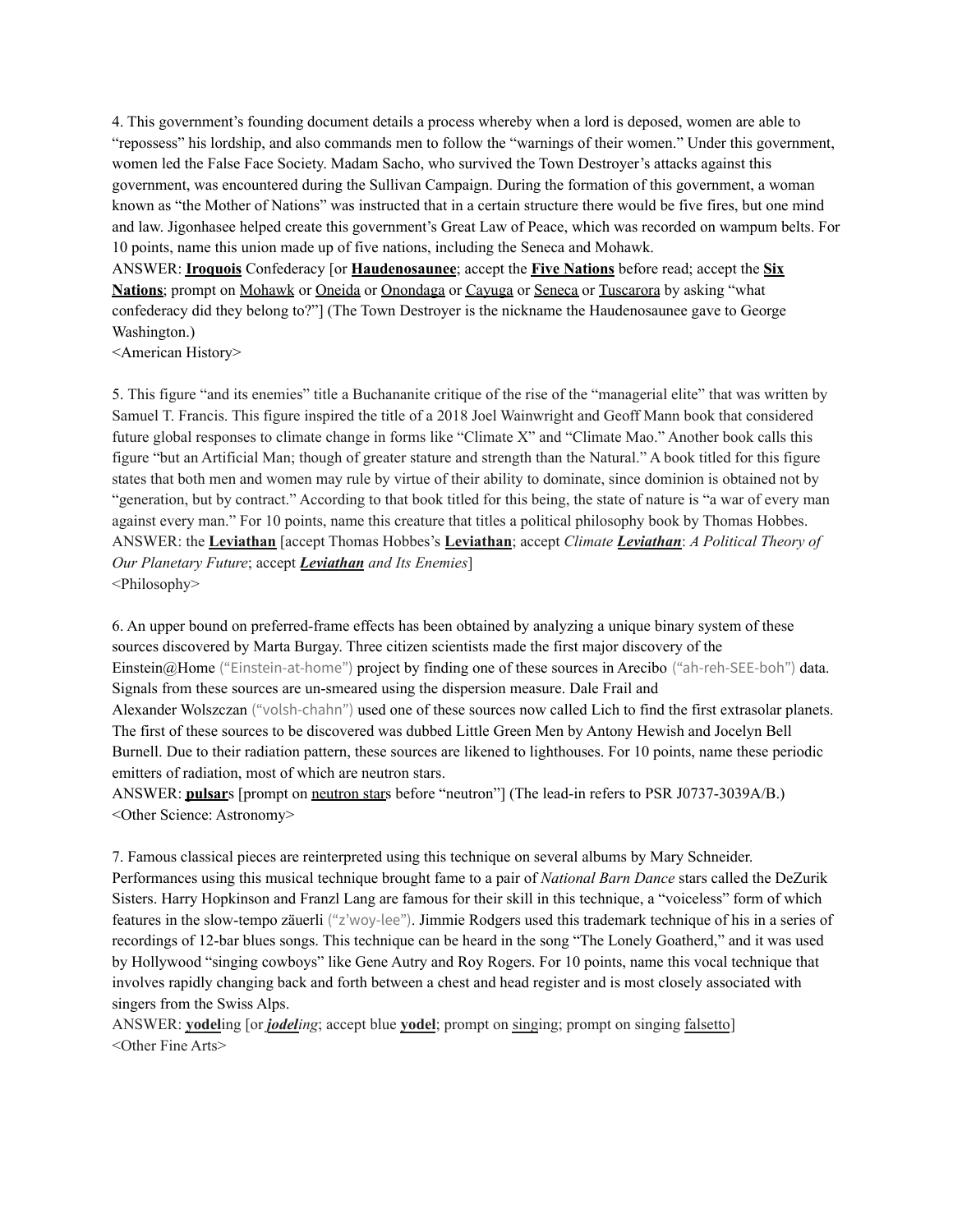4. This government's founding document details a process whereby when a lord is deposed, women are able to "repossess" his lordship, and also commands men to follow the "warnings of their women." Under this government, women led the False Face Society. Madam Sacho, who survived the Town Destroyer's attacks against this government, was encountered during the Sullivan Campaign. During the formation of this government, a woman known as "the Mother of Nations" was instructed that in a certain structure there would be five fires, but one mind and law. Jigonhasee helped create this government's Great Law of Peace, which was recorded on wampum belts. For 10 points, name this union made up of five nations, including the Seneca and Mohawk.

ANSWER: **Iroquois** Confederacy [or **Haudenosaunee**; accept the **Five Nations** before read; accept the **Six Nations**; prompt on Mohawk or Oneida or Onondaga or Cayuga or Seneca or Tuscarora by asking "what confederacy did they belong to?"] (The Town Destroyer is the nickname the Haudenosaunee gave to George Washington.)

<American History>

5. This figure "and its enemies" title a Buchananite critique of the rise of the "managerial elite" that was written by Samuel T. Francis. This figure inspired the title of a 2018 Joel Wainwright and Geoff Mann book that considered future global responses to climate change in forms like "Climate X" and "Climate Mao." Another book calls this figure "but an Artificial Man; though of greater stature and strength than the Natural." A book titled for this figure states that both men and women may rule by virtue of their ability to dominate, since dominion is obtained not by "generation, but by contract." According to that book titled for this being, the state of nature is "a war of every man against every man." For 10 points, name this creature that titles a political philosophy book by Thomas Hobbes.

ANSWER: the **Leviathan** [accept Thomas Hobbes's **Leviathan**; accept *Climate **Leviathan**: A Political Theory of Our Planetary Future*; accept ***Leviathan** and Its Enemies*]

<Philosophy>

6. An upper bound on preferred-frame effects has been obtained by analyzing a unique binary system of these sources discovered by Marta Burgay. Three citizen scientists made the first major discovery of the Einstein@Home ("Einstein-at-home") project by finding one of these sources in Arecibo ("ah-reh-SEE-boh") data. Signals from these sources are un-smeared using the dispersion measure. Dale Frail and Alexander Wolszczan ("volsh-chahn") used one of these sources now called Lich to find the first extrasolar planets. The first of these sources to be discovered was dubbed Little Green Men by Antony Hewish and Jocelyn Bell Burnell. Due to their radiation pattern, these sources are likened to lighthouses. For 10 points, name these periodic emitters of radiation, most of which are neutron stars.

ANSWER: **pulsar**s [prompt on neutron stars before "neutron"] (The lead-in refers to PSR J0737-3039A/B.)

<Other Science: Astronomy>

7. Famous classical pieces are reinterpreted using this technique on several albums by Mary Schneider. Performances using this musical technique brought fame to a pair of *National Barn Dance* stars called the DeZurik Sisters. Harry Hopkinson and Franzl Lang are famous for their skill in this technique, a "voiceless" form of which features in the slow-tempo zäuerli ("z'woy-lee"). Jimmie Rodgers used this trademark technique of his in a series of recordings of 12-bar blues songs. This technique can be heard in the song "The Lonely Goatherd," and it was used by Hollywood "singing cowboys" like Gene Autry and Roy Rogers. For 10 points, name this vocal technique that involves rapidly changing back and forth between a chest and head register and is most closely associated with singers from the Swiss Alps.

ANSWER: **yodel**ing [or ***jodel**ing*; accept blue **yodel**; prompt on singing; prompt on singing falsetto]

<Other Fine Arts>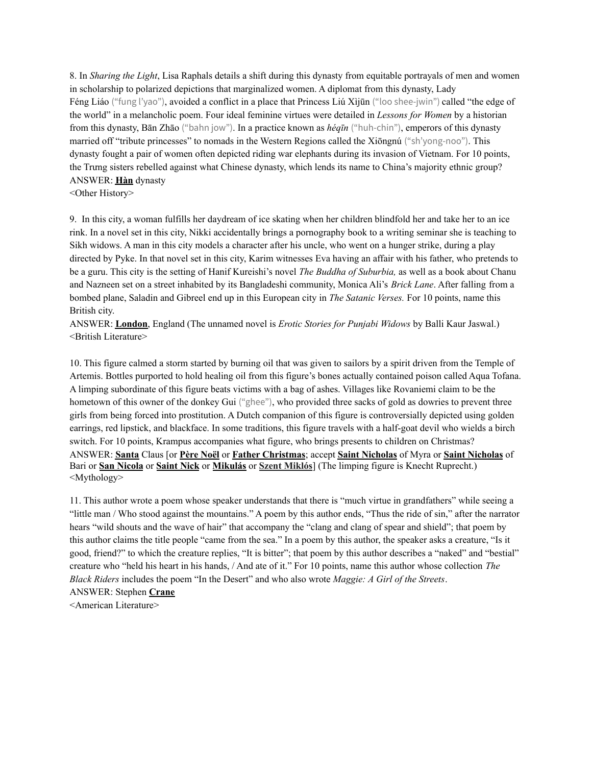8. In *Sharing the Light*, Lisa Raphals details a shift during this dynasty from equitable portrayals of men and women in scholarship to polarized depictions that marginalized women. A diplomat from this dynasty, Lady Féng Liáo ("fung l'yao"), avoided a conflict in a place that Princess Liú Xìjūn ("loo shee-jwin") called "the edge of the world" in a melancholic poem. Four ideal feminine virtues were detailed in *Lessons for Women* by a historian from this dynasty, Bān Zhāo ("bahn jow"). In a practice known as *héqīn* ("huh-chin"), emperors of this dynasty married off "tribute princesses" to nomads in the Western Regions called the Xiōngnú ("sh'yong-noo"). This dynasty fought a pair of women often depicted riding war elephants during its invasion of Vietnam. For 10 points, the Trưng sisters rebelled against what Chinese dynasty, which lends its name to China's majority ethnic group?
ANSWER: **<u>Hàn</u>** dynasty
<Other History>

9. In this city, a woman fulfills her daydream of ice skating when her children blindfold her and take her to an ice rink. In a novel set in this city, Nikki accidentally brings a pornography book to a writing seminar she is teaching to Sikh widows. A man in this city models a character after his uncle, who went on a hunger strike, during a play directed by Pyke. In that novel set in this city, Karim witnesses Eva having an affair with his father, who pretends to be a guru. This city is the setting of Hanif Kureishi's novel *The Buddha of Suburbia,* as well as a book about Chanu and Nazneen set on a street inhabited by its Bangladeshi community, Monica Ali's *Brick Lane*. After falling from a bombed plane, Saladin and Gibreel end up in this European city in *The Satanic Verses.* For 10 points, name this British city.
ANSWER: **<u>London</u>**, England (The unnamed novel is *Erotic Stories for Punjabi Widows* by Balli Kaur Jaswal.)
<British Literature>

10. This figure calmed a storm started by burning oil that was given to sailors by a spirit driven from the Temple of Artemis. Bottles purported to hold healing oil from this figure's bones actually contained poison called Aqua Tofana. A limping subordinate of this figure beats victims with a bag of ashes. Villages like Rovaniemi claim to be the hometown of this owner of the donkey Gui ("ghee"), who provided three sacks of gold as dowries to prevent three girls from being forced into prostitution. A Dutch companion of this figure is controversially depicted using golden earrings, red lipstick, and blackface. In some traditions, this figure travels with a half-goat devil who wields a birch switch. For 10 points, Krampus accompanies what figure, who brings presents to children on Christmas?
ANSWER: **<u>Santa</u>** Claus [or **<u>Père Noël</u>** or **<u>Father Christmas</u>**; accept **<u>Saint Nicholas</u>** of Myra or **<u>Saint Nicholas</u>** of Bari or **<u>San Nicola</u>** or **<u>Saint Nick</u>** or **<u>Mikulás</u>** or **<u>Szent Miklós</u>**] (The limping figure is Knecht Ruprecht.)
<Mythology>

11. This author wrote a poem whose speaker understands that there is "much virtue in grandfathers" while seeing a "little man / Who stood against the mountains." A poem by this author ends, "Thus the ride of sin," after the narrator hears "wild shouts and the wave of hair" that accompany the "clang and clang of spear and shield"; that poem by this author claims the title people "came from the sea." In a poem by this author, the speaker asks a creature, "Is it good, friend?" to which the creature replies, "It is bitter"; that poem by this author describes a "naked" and "bestial" creature who "held his heart in his hands, / And ate of it." For 10 points, name this author whose collection *The Black Riders* includes the poem "In the Desert" and who also wrote *Maggie: A Girl of the Streets*.
ANSWER: Stephen **<u>Crane</u>**
<American Literature>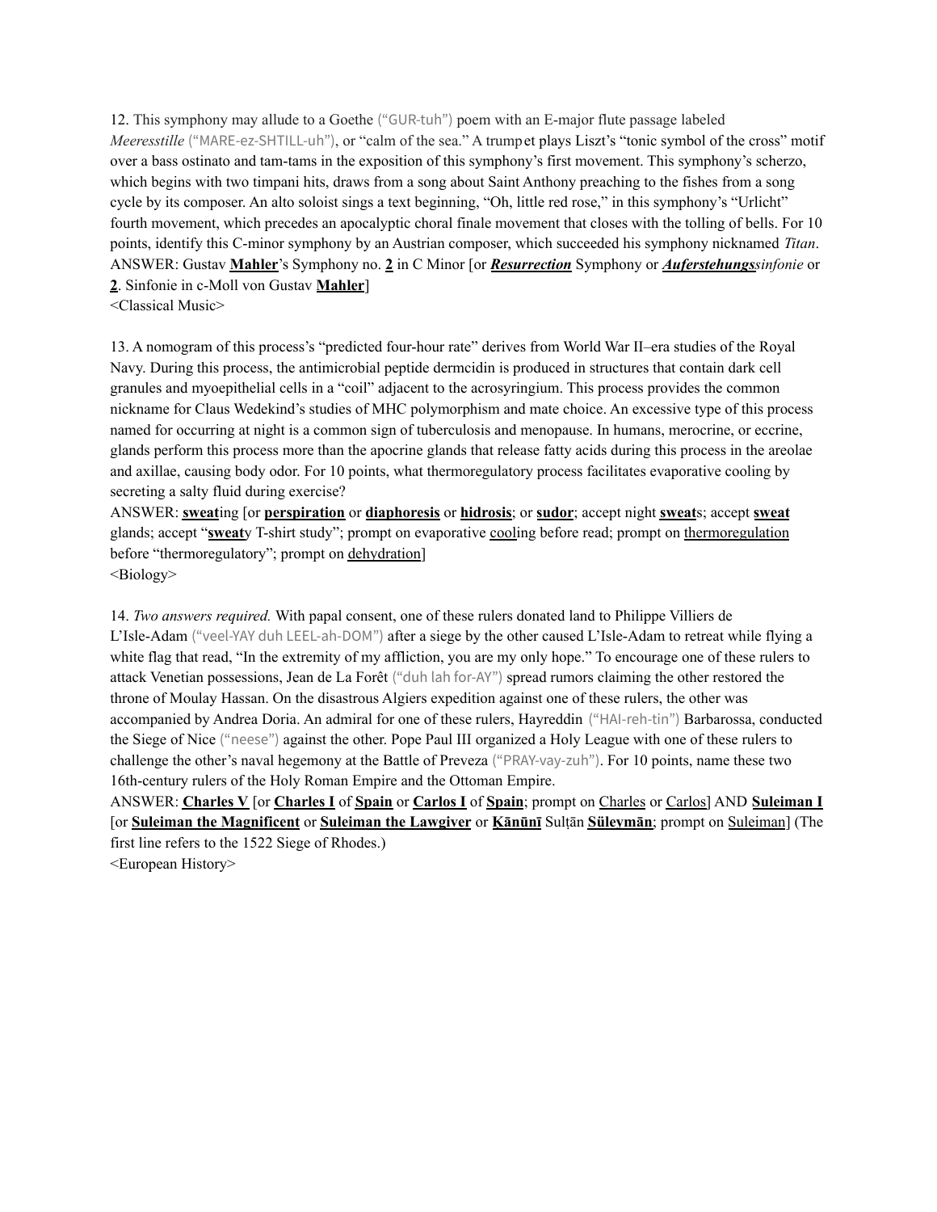12. This symphony may allude to a Goethe ("GUR-tuh") poem with an E-major flute passage labeled *Meeresstille* ("MARE-ez-SHTILL-uh"), or "calm of the sea." A trumpet plays Liszt's "tonic symbol of the cross" motif over a bass ostinato and tam-tams in the exposition of this symphony's first movement. This symphony's scherzo, which begins with two timpani hits, draws from a song about Saint Anthony preaching to the fishes from a song cycle by its composer. An alto soloist sings a text beginning, "Oh, little red rose," in this symphony's "Urlicht" fourth movement, which precedes an apocalyptic choral finale movement that closes with the tolling of bells. For 10 points, identify this C-minor symphony by an Austrian composer, which succeeded his symphony nicknamed *Titan*.
ANSWER: Gustav **Mahler**'s Symphony no. **2** in C Minor [or ***Resurrection*** Symphony or ***Auferstehungs****sinfonie* or **2**. Sinfonie in c-Moll von Gustav **Mahler**]
<Classical Music>

13. A nomogram of this process's "predicted four-hour rate" derives from World War II–era studies of the Royal Navy. During this process, the antimicrobial peptide dermcidin is produced in structures that contain dark cell granules and myoepithelial cells in a "coil" adjacent to the acrosyringium. This process provides the common nickname for Claus Wedekind's studies of MHC polymorphism and mate choice. An excessive type of this process named for occurring at night is a common sign of tuberculosis and menopause. In humans, merocrine, or eccrine, glands perform this process more than the apocrine glands that release fatty acids during this process in the areolae and axillae, causing body odor. For 10 points, what thermoregulatory process facilitates evaporative cooling by secreting a salty fluid during exercise?
ANSWER: **sweat**ing [or **perspiration** or **diaphoresis** or **hidrosis**; or **sudor**; accept night **sweat**s; accept **sweat** glands; accept "**sweat**y T-shirt study"; prompt on evaporative cooling before read; prompt on thermoregulation before "thermoregulatory"; prompt on dehydration]
<Biology>

14. *Two answers required.* With papal consent, one of these rulers donated land to Philippe Villiers de L'Isle-Adam ("veel-YAY duh LEEL-ah-DOM") after a siege by the other caused L'Isle-Adam to retreat while flying a white flag that read, "In the extremity of my affliction, you are my only hope." To encourage one of these rulers to attack Venetian possessions, Jean de La Forêt ("duh lah for-AY") spread rumors claiming the other restored the throne of Moulay Hassan. On the disastrous Algiers expedition against one of these rulers, the other was accompanied by Andrea Doria. An admiral for one of these rulers, Hayreddin ("HAI-reh-tin") Barbarossa, conducted the Siege of Nice ("neese") against the other. Pope Paul III organized a Holy League with one of these rulers to challenge the other's naval hegemony at the Battle of Preveza ("PRAY-vay-zuh"). For 10 points, name these two 16th-century rulers of the Holy Roman Empire and the Ottoman Empire.
ANSWER: **Charles V** [or **Charles I** of **Spain** or **Carlos I** of **Spain**; prompt on Charles or Carlos] AND **Suleiman I** [or **Suleiman the Magnificent** or **Suleiman the Lawgiver** or **Kānūnī** Sulṭān **Süleymān**; prompt on Suleiman] (The first line refers to the 1522 Siege of Rhodes.)
<European History>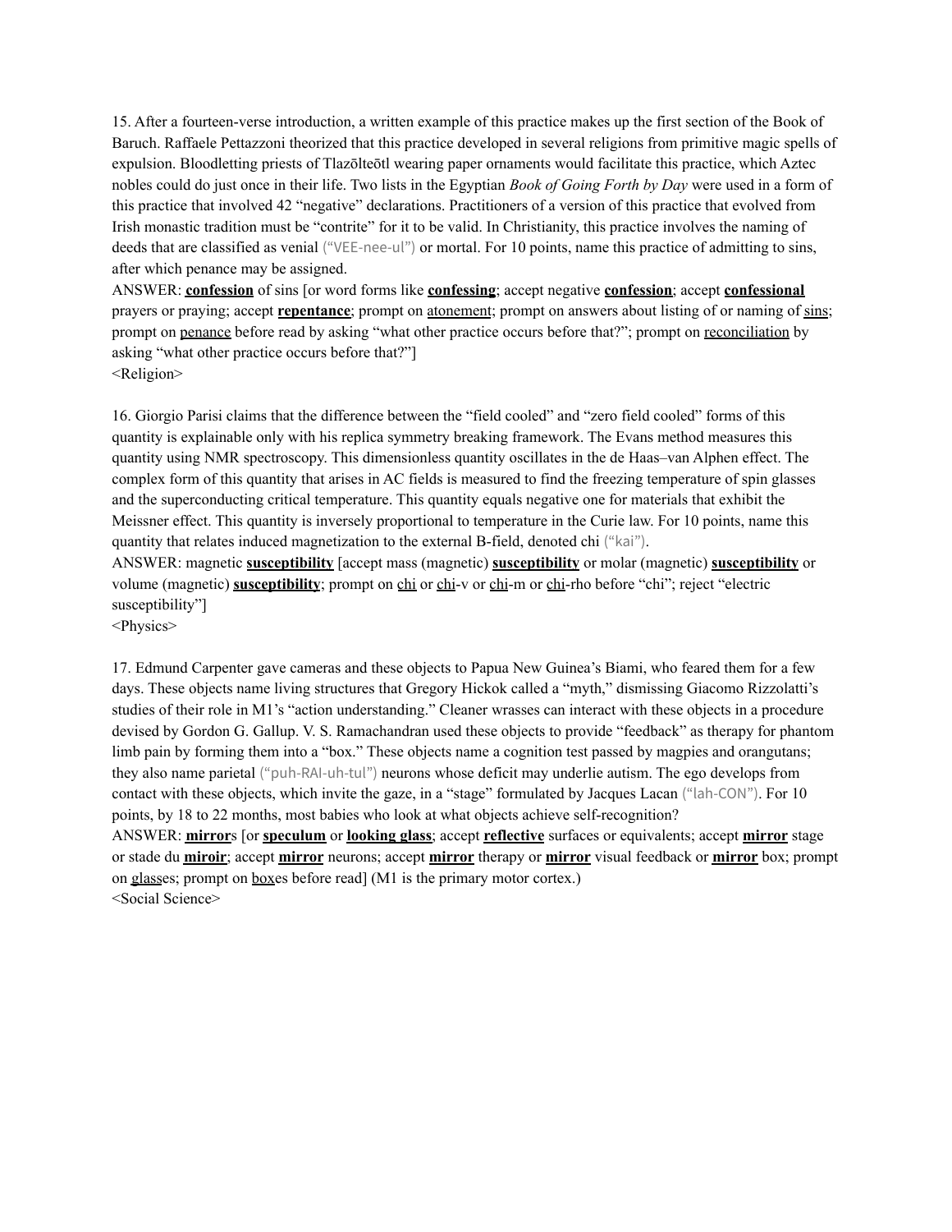15. After a fourteen-verse introduction, a written example of this practice makes up the first section of the Book of Baruch. Raffaele Pettazzoni theorized that this practice developed in several religions from primitive magic spells of expulsion. Bloodletting priests of Tlazōlteōtl wearing paper ornaments would facilitate this practice, which Aztec nobles could do just once in their life. Two lists in the Egyptian *Book of Going Forth by Day* were used in a form of this practice that involved 42 "negative" declarations. Practitioners of a version of this practice that evolved from Irish monastic tradition must be "contrite" for it to be valid. In Christianity, this practice involves the naming of deeds that are classified as venial ("VEE-nee-ul") or mortal. For 10 points, name this practice of admitting to sins, after which penance may be assigned.

ANSWER: **<u>confession</u>** of sins [or word forms like **<u>confessing</u>**; accept negative **<u>confession</u>**; accept **<u>confessional</u>** prayers or praying; accept **<u>repentance</u>**; prompt on <u>atonement</u>; prompt on answers about listing of or naming of <u>sins</u>; prompt on <u>penance</u> before read by asking "what other practice occurs before that?"; prompt on <u>reconciliation</u> by asking "what other practice occurs before that?"]

<Religion>

16. Giorgio Parisi claims that the difference between the "field cooled" and "zero field cooled" forms of this quantity is explainable only with his replica symmetry breaking framework. The Evans method measures this quantity using NMR spectroscopy. This dimensionless quantity oscillates in the de Haas–van Alphen effect. The complex form of this quantity that arises in AC fields is measured to find the freezing temperature of spin glasses and the superconducting critical temperature. This quantity equals negative one for materials that exhibit the Meissner effect. This quantity is inversely proportional to temperature in the Curie law. For 10 points, name this quantity that relates induced magnetization to the external B-field, denoted chi ("kai").

ANSWER: magnetic **<u>susceptibility</u>** [accept mass (magnetic) **<u>susceptibility</u>** or molar (magnetic) **<u>susceptibility</u>** or volume (magnetic) **<u>susceptibility</u>**; prompt on <u>chi</u> or <u>chi</u>-v or <u>chi</u>-m or <u>chi</u>-rho before "chi"; reject "electric susceptibility"]

<Physics>

17. Edmund Carpenter gave cameras and these objects to Papua New Guinea's Biami, who feared them for a few days. These objects name living structures that Gregory Hickok called a "myth," dismissing Giacomo Rizzolatti's studies of their role in M1's "action understanding." Cleaner wrasses can interact with these objects in a procedure devised by Gordon G. Gallup. V. S. Ramachandran used these objects to provide "feedback" as therapy for phantom limb pain by forming them into a "box." These objects name a cognition test passed by magpies and orangutans; they also name parietal ("puh-RAI-uh-tul") neurons whose deficit may underlie autism. The ego develops from contact with these objects, which invite the gaze, in a "stage" formulated by Jacques Lacan ("lah-CON"). For 10 points, by 18 to 22 months, most babies who look at what objects achieve self-recognition?

ANSWER: **<u>mirror</u>**s [or **<u>speculum</u>** or **<u>looking glass</u>**; accept **<u>reflective</u>** surfaces or equivalents; accept **<u>mirror</u>** stage or stade du **<u>miroir</u>**; accept **<u>mirror</u>** neurons; accept **<u>mirror</u>** therapy or **<u>mirror</u>** visual feedback or **<u>mirror</u>** box; prompt on <u>glass</u>es; prompt on <u>box</u>es before read] (M1 is the primary motor cortex.)

<Social Science>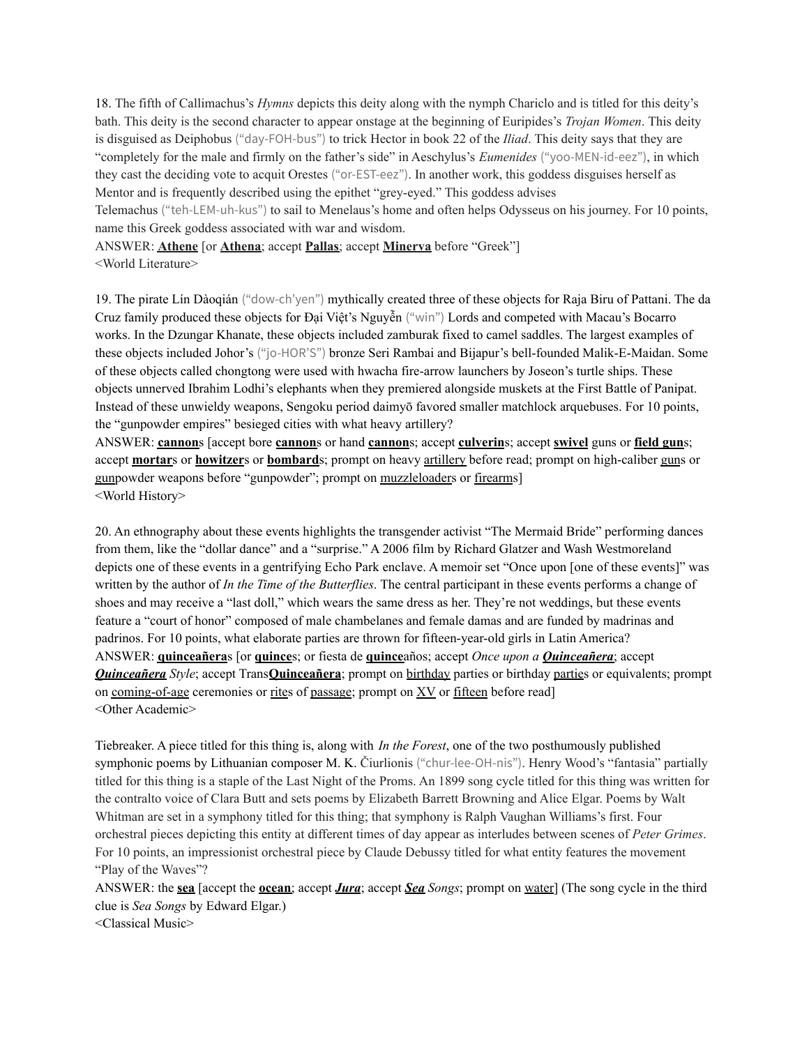18. The fifth of Callimachus's *Hymns* depicts this deity along with the nymph Chariclo and is titled for this deity's bath. This deity is the second character to appear onstage at the beginning of Euripides's *Trojan Women*. This deity is disguised as Deiphobus ("day-FOH-bus") to trick Hector in book 22 of the *Iliad*. This deity says that they are "completely for the male and firmly on the father's side" in Aeschylus's *Eumenides* ("yoo-MEN-id-eez"), in which they cast the deciding vote to acquit Orestes ("or-EST-eez"). In another work, this goddess disguises herself as Mentor and is frequently described using the epithet "grey-eyed." This goddess advises Telemachus ("teh-LEM-uh-kus") to sail to Menelaus's home and often helps Odysseus on his journey. For 10 points, name this Greek goddess associated with war and wisdom.

ANSWER: **Athene** [or **Athena**; accept **Pallas**; accept **Minerva** before "Greek"]

<World Literature>

19. The pirate Lín Dàoqián ("dow-ch'yen") mythically created three of these objects for Raja Biru of Pattani. The da Cruz family produced these objects for Đại Việt's Nguyễn ("win") Lords and competed with Macau's Bocarro works. In the Dzungar Khanate, these objects included zamburak fixed to camel saddles. The largest examples of these objects included Johor's ("jo-HOR'S") bronze Seri Rambai and Bijapur's bell-founded Malik-E-Maidan. Some of these objects called chongtong were used with hwacha fire-arrow launchers by Joseon's turtle ships. These objects unnerved Ibrahim Lodhi's elephants when they premiered alongside muskets at the First Battle of Panipat. Instead of these unwieldy weapons, Sengoku period daimyō favored smaller matchlock arquebuses. For 10 points, the "gunpowder empires" besieged cities with what heavy artillery?

ANSWER: **cannon**s [accept bore **cannon**s or hand **cannon**s; accept **culverin**s; accept **swivel** guns or **field gun**s; accept **mortar**s or **howitzer**s or **bombard**s; prompt on heavy artillery before read; prompt on high-caliber guns or gunpowder weapons before "gunpowder"; prompt on muzzleloaders or firearms]

<World History>

20. An ethnography about these events highlights the transgender activist "The Mermaid Bride" performing dances from them, like the "dollar dance" and a "surprise." A 2006 film by Richard Glatzer and Wash Westmoreland depicts one of these events in a gentrifying Echo Park enclave. A memoir set "Once upon [one of these events]" was written by the author of *In the Time of the Butterflies*. The central participant in these events performs a change of shoes and may receive a "last doll," which wears the same dress as her. They're not weddings, but these events feature a "court of honor" composed of male chambelanes and female damas and are funded by madrinas and padrinos. For 10 points, what elaborate parties are thrown for fifteen-year-old girls in Latin America?

ANSWER: **quinceañera**s [or **quince**s; or fiesta de **quince**años; accept *Once upon a **Quinceañera***; accept ***Quinceañera*** *Style*; accept Trans**Quinceañera**; prompt on birthday parties or birthday parties or equivalents; prompt on coming-of-age ceremonies or rites of passage; prompt on XV or fifteen before read]

<Other Academic>

Tiebreaker. A piece titled for this thing is, along with *In the Forest*, one of the two posthumously published symphonic poems by Lithuanian composer M. K. Čiurlionis ("chur-lee-OH-nis"). Henry Wood's "fantasia" partially titled for this thing is a staple of the Last Night of the Proms. An 1899 song cycle titled for this thing was written for the contralto voice of Clara Butt and sets poems by Elizabeth Barrett Browning and Alice Elgar. Poems by Walt Whitman are set in a symphony titled for this thing; that symphony is Ralph Vaughan Williams's first. Four orchestral pieces depicting this entity at different times of day appear as interludes between scenes of *Peter Grimes*. For 10 points, an impressionist orchestral piece by Claude Debussy titled for what entity features the movement "Play of the Waves"?

ANSWER: the **sea** [accept the **ocean**; accept ***Jura***; accept ***Sea*** *Songs*; prompt on water] (The song cycle in the third clue is *Sea Songs* by Edward Elgar.)

<Classical Music>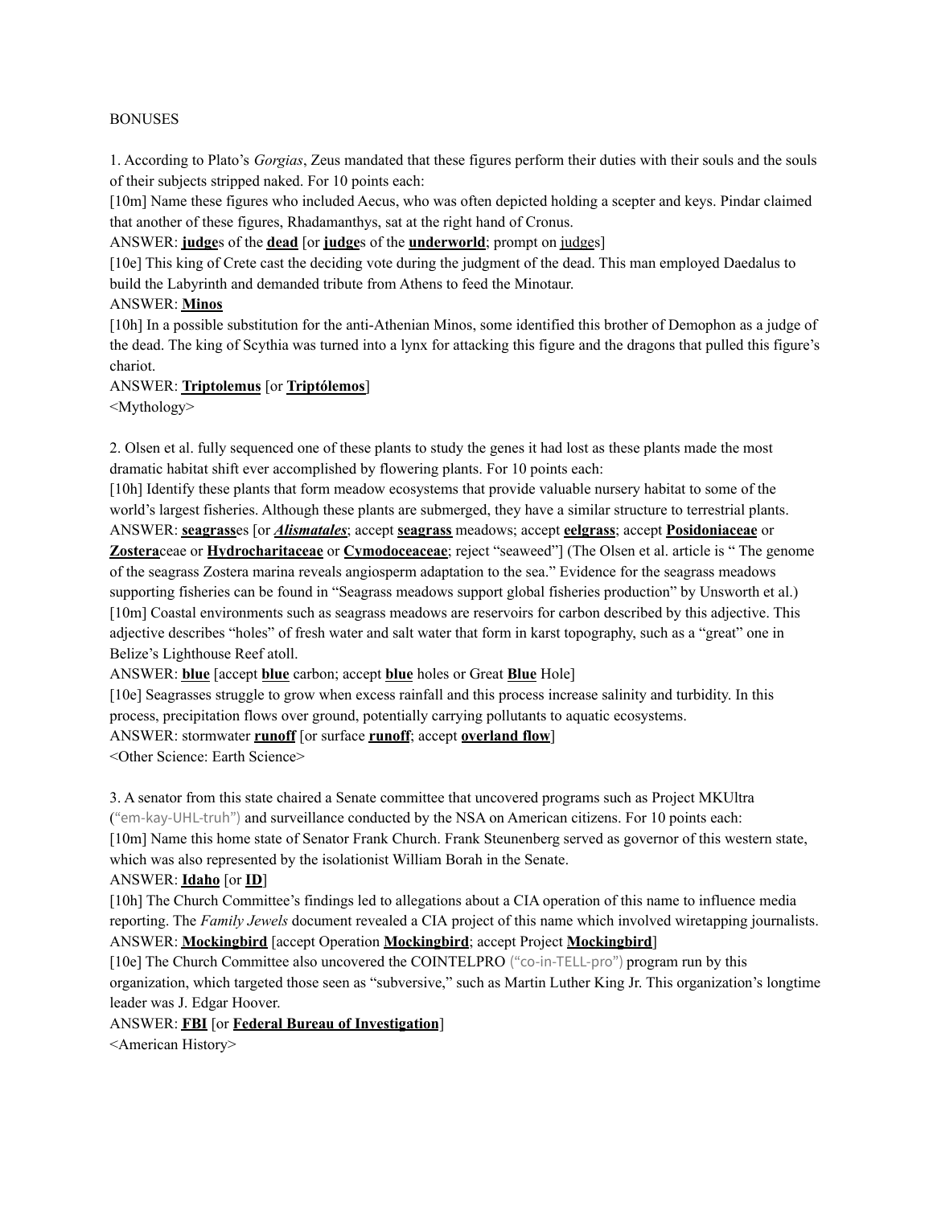BONUSES

1. According to Plato's *Gorgias*, Zeus mandated that these figures perform their duties with their souls and the souls of their subjects stripped naked. For 10 points each:

[10m] Name these figures who included Aecus, who was often depicted holding a scepter and keys. Pindar claimed that another of these figures, Rhadamanthys, sat at the right hand of Cronus.

ANSWER: **judge**s of the **dead** [or **judge**s of the **underworld**; prompt on judges]

[10e] This king of Crete cast the deciding vote during the judgment of the dead. This man employed Daedalus to build the Labyrinth and demanded tribute from Athens to feed the Minotaur.

ANSWER: **Minos**

[10h] In a possible substitution for the anti-Athenian Minos, some identified this brother of Demophon as a judge of the dead. The king of Scythia was turned into a lynx for attacking this figure and the dragons that pulled this figure's chariot.

ANSWER: **Triptolemus** [or **Triptólemos**]

<Mythology>

2. Olsen et al. fully sequenced one of these plants to study the genes it had lost as these plants made the most dramatic habitat shift ever accomplished by flowering plants. For 10 points each:

[10h] Identify these plants that form meadow ecosystems that provide valuable nursery habitat to some of the world's largest fisheries. Although these plants are submerged, they have a similar structure to terrestrial plants.

ANSWER: **seagrass**es [or ***Alismatales***; accept **seagrass** meadows; accept **eelgrass**; accept **Posidoniaceae** or **Zostera**ceae or **Hydrocharitaceae** or **Cymodoceaceae**; reject "seaweed"] (The Olsen et al. article is " The genome of the seagrass Zostera marina reveals angiosperm adaptation to the sea." Evidence for the seagrass meadows supporting fisheries can be found in "Seagrass meadows support global fisheries production" by Unsworth et al.)

[10m] Coastal environments such as seagrass meadows are reservoirs for carbon described by this adjective. This adjective describes "holes" of fresh water and salt water that form in karst topography, such as a "great" one in Belize's Lighthouse Reef atoll.

ANSWER: **blue** [accept **blue** carbon; accept **blue** holes or Great **Blue** Hole]

[10e] Seagrasses struggle to grow when excess rainfall and this process increase salinity and turbidity. In this process, precipitation flows over ground, potentially carrying pollutants to aquatic ecosystems.

ANSWER: stormwater **runoff** [or surface **runoff**; accept **overland flow**]

<Other Science: Earth Science>

3. A senator from this state chaired a Senate committee that uncovered programs such as Project MKUltra ("em-kay-UHL-truh") and surveillance conducted by the NSA on American citizens. For 10 points each:

[10m] Name this home state of Senator Frank Church. Frank Steunenberg served as governor of this western state, which was also represented by the isolationist William Borah in the Senate.

ANSWER: **Idaho** [or **ID**]

[10h] The Church Committee's findings led to allegations about a CIA operation of this name to influence media reporting. The *Family Jewels* document revealed a CIA project of this name which involved wiretapping journalists.

ANSWER: **Mockingbird** [accept Operation **Mockingbird**; accept Project **Mockingbird**]

[10e] The Church Committee also uncovered the COINTELPRO ("co-in-TELL-pro") program run by this organization, which targeted those seen as "subversive," such as Martin Luther King Jr. This organization's longtime leader was J. Edgar Hoover.

ANSWER: **FBI** [or **Federal Bureau of Investigation**]

<American History>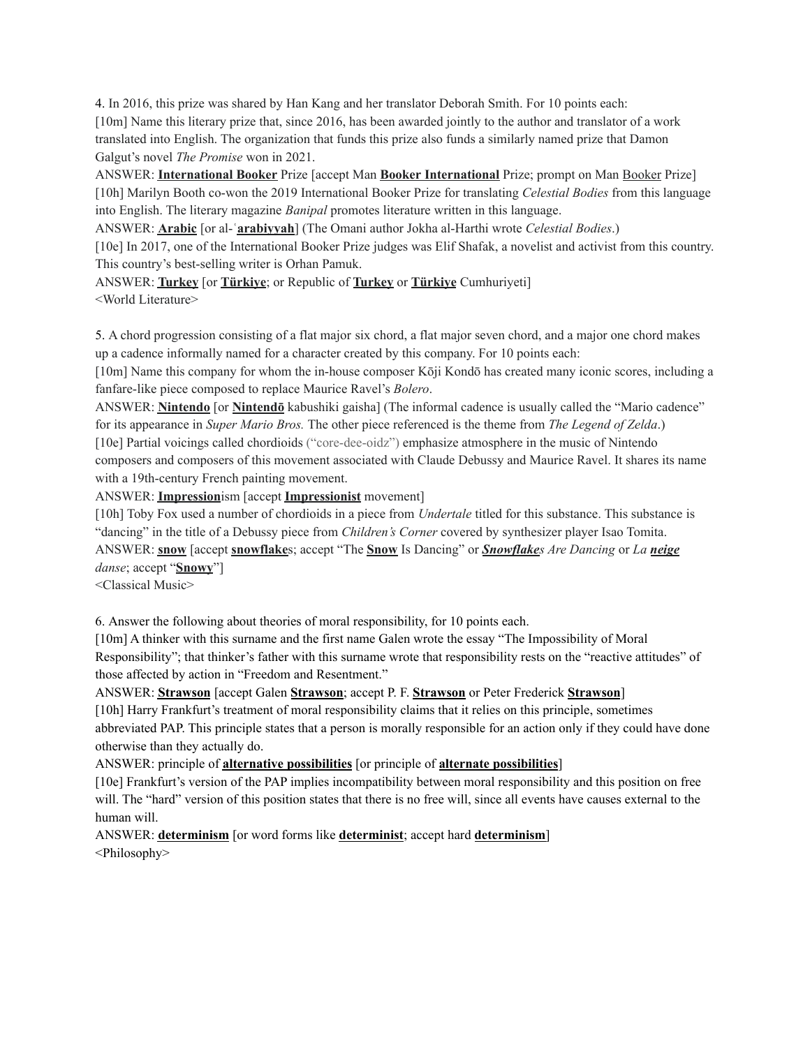4. In 2016, this prize was shared by Han Kang and her translator Deborah Smith. For 10 points each:

[10m] Name this literary prize that, since 2016, has been awarded jointly to the author and translator of a work translated into English. The organization that funds this prize also funds a similarly named prize that Damon Galgut's novel *The Promise* won in 2021.

ANSWER: **International Booker** Prize [accept Man **Booker International** Prize; prompt on Man Booker Prize]

[10h] Marilyn Booth co-won the 2019 International Booker Prize for translating *Celestial Bodies* from this language into English. The literary magazine *Banipal* promotes literature written in this language.

ANSWER: **Arabic** [or al-ʿ**arabiyyah**] (The Omani author Jokha al-Harthi wrote *Celestial Bodies*.)

[10e] In 2017, one of the International Booker Prize judges was Elif Shafak, a novelist and activist from this country. This country's best-selling writer is Orhan Pamuk.

ANSWER: **Turkey** [or **Türkiye**; or Republic of **Turkey** or **Türkiye** Cumhuriyeti]

<World Literature>

5. A chord progression consisting of a flat major six chord, a flat major seven chord, and a major one chord makes up a cadence informally named for a character created by this company. For 10 points each:

[10m] Name this company for whom the in-house composer Kōji Kondō has created many iconic scores, including a fanfare-like piece composed to replace Maurice Ravel's *Bolero*.

ANSWER: **Nintendo** [or **Nintendō** kabushiki gaisha] (The informal cadence is usually called the "Mario cadence" for its appearance in *Super Mario Bros.* The other piece referenced is the theme from *The Legend of Zelda*.)

[10e] Partial voicings called chordioids ("core-dee-oidz") emphasize atmosphere in the music of Nintendo composers and composers of this movement associated with Claude Debussy and Maurice Ravel. It shares its name with a 19th-century French painting movement.

ANSWER: **Impression**ism [accept **Impressionist** movement]

[10h] Toby Fox used a number of chordioids in a piece from *Undertale* titled for this substance. This substance is "dancing" in the title of a Debussy piece from *Children's Corner* covered by synthesizer player Isao Tomita.

ANSWER: **snow** [accept **snowflake**s; accept "The **Snow** Is Dancing" or ***Snowflake**s Are Dancing* or *La **neige** danse*; accept "**Snowy**"]

<Classical Music>

6. Answer the following about theories of moral responsibility, for 10 points each.

[10m] A thinker with this surname and the first name Galen wrote the essay "The Impossibility of Moral Responsibility"; that thinker's father with this surname wrote that responsibility rests on the "reactive attitudes" of those affected by action in "Freedom and Resentment."

ANSWER: **Strawson** [accept Galen **Strawson**; accept P. F. **Strawson** or Peter Frederick **Strawson**]

[10h] Harry Frankfurt's treatment of moral responsibility claims that it relies on this principle, sometimes abbreviated PAP. This principle states that a person is morally responsible for an action only if they could have done otherwise than they actually do.

ANSWER: principle of **alternative possibilities** [or principle of **alternate possibilities**]

[10e] Frankfurt's version of the PAP implies incompatibility between moral responsibility and this position on free will. The "hard" version of this position states that there is no free will, since all events have causes external to the human will.

ANSWER: **determinism** [or word forms like **determinist**; accept hard **determinism**]

<Philosophy>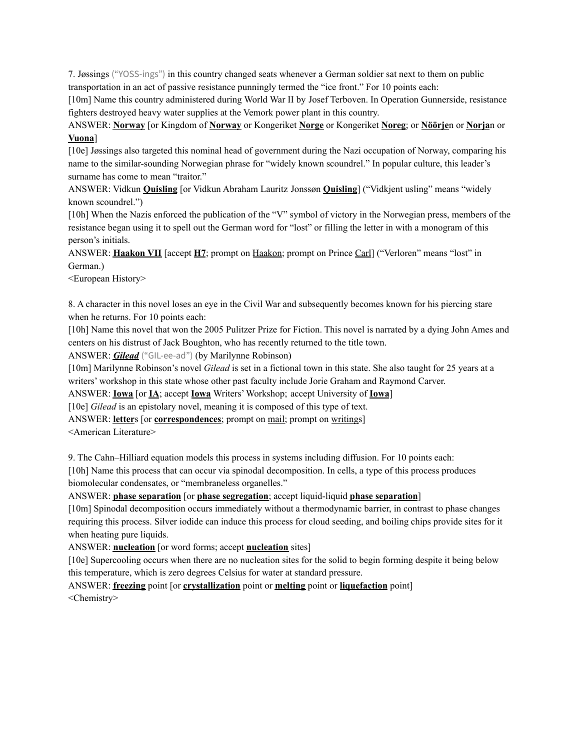7. Jøssings ("YOSS-ings") in this country changed seats whenever a German soldier sat next to them on public transportation in an act of passive resistance punningly termed the "ice front." For 10 points each:

[10m] Name this country administered during World War II by Josef Terboven. In Operation Gunnerside, resistance fighters destroyed heavy water supplies at the Vemork power plant in this country.

ANSWER: **Norway** [or Kingdom of **Norway** or Kongeriket **Norge** or Kongeriket **Noreg**; or **Nöörje**n or **Norja**n or **Vuona**]

[10e] Jøssings also targeted this nominal head of government during the Nazi occupation of Norway, comparing his name to the similar-sounding Norwegian phrase for "widely known scoundrel." In popular culture, this leader's surname has come to mean "traitor."

ANSWER: Vidkun **Quisling** [or Vidkun Abraham Lauritz Jonssøn **Quisling**] ("Vidkjent usling" means "widely known scoundrel.")

[10h] When the Nazis enforced the publication of the "V" symbol of victory in the Norwegian press, members of the resistance began using it to spell out the German word for "lost" or filling the letter in with a monogram of this person's initials.

ANSWER: **Haakon VII** [accept **H7**; prompt on Haakon; prompt on Prince Carl] ("Verloren" means "lost" in German.)

<European History>

8. A character in this novel loses an eye in the Civil War and subsequently becomes known for his piercing stare when he returns. For 10 points each:

[10h] Name this novel that won the 2005 Pulitzer Prize for Fiction. This novel is narrated by a dying John Ames and centers on his distrust of Jack Boughton, who has recently returned to the title town.

ANSWER: ***Gilead*** ("GIL-ee-ad") (by Marilynne Robinson)

[10m] Marilynne Robinson's novel *Gilead* is set in a fictional town in this state. She also taught for 25 years at a writers' workshop in this state whose other past faculty include Jorie Graham and Raymond Carver.

ANSWER: **Iowa** [or **IA**; accept **Iowa** Writers' Workshop; accept University of **Iowa**]

[10e] *Gilead* is an epistolary novel, meaning it is composed of this type of text.

ANSWER: **letter**s [or **correspondences**; prompt on mail; prompt on writings]

<American Literature>

9. The Cahn–Hilliard equation models this process in systems including diffusion. For 10 points each:

[10h] Name this process that can occur via spinodal decomposition. In cells, a type of this process produces biomolecular condensates, or "membraneless organelles."

ANSWER: **phase separation** [or **phase segregation**; accept liquid-liquid **phase separation**]

[10m] Spinodal decomposition occurs immediately without a thermodynamic barrier, in contrast to phase changes requiring this process. Silver iodide can induce this process for cloud seeding, and boiling chips provide sites for it when heating pure liquids.

ANSWER: **nucleation** [or word forms; accept **nucleation** sites]

[10e] Supercooling occurs when there are no nucleation sites for the solid to begin forming despite it being below this temperature, which is zero degrees Celsius for water at standard pressure.

ANSWER: **freezing** point [or **crystallization** point or **melting** point or **liquefaction** point]

<Chemistry>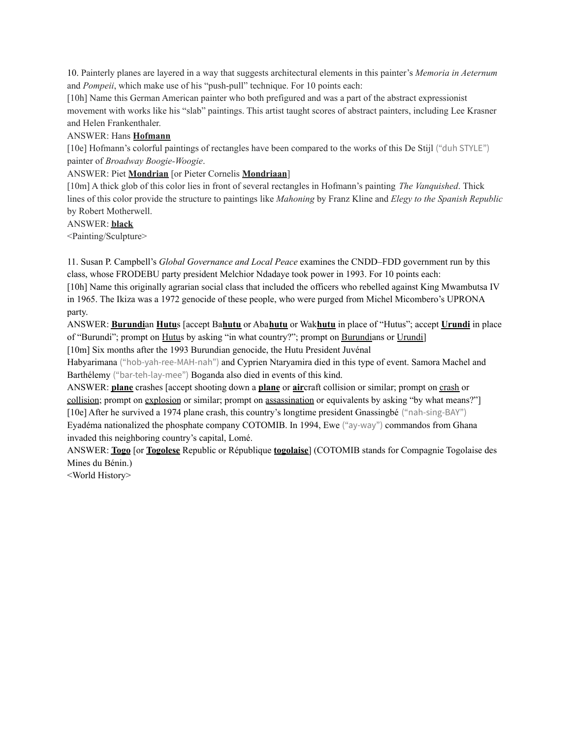10. Painterly planes are layered in a way that suggests architectural elements in this painter's *Memoria in Aeternum* and *Pompeii*, which make use of his "push-pull" technique. For 10 points each:

[10h] Name this German American painter who both prefigured and was a part of the abstract expressionist movement with works like his "slab" paintings. This artist taught scores of abstract painters, including Lee Krasner and Helen Frankenthaler.

ANSWER: Hans **<u>Hofmann</u>**

[10e] Hofmann's colorful paintings of rectangles have been compared to the works of this De Stijl ("duh STYLE") painter of *Broadway Boogie-Woogie*.

ANSWER: Piet **<u>Mondrian</u>** [or Pieter Cornelis **<u>Mondriaan</u>**]

[10m] A thick glob of this color lies in front of several rectangles in Hofmann's painting *The Vanquished*. Thick lines of this color provide the structure to paintings like *Mahoning* by Franz Kline and *Elegy to the Spanish Republic* by Robert Motherwell.

ANSWER: **<u>black</u>**

<Painting/Sculpture>

11. Susan P. Campbell's *Global Governance and Local Peace* examines the CNDD–FDD government run by this class, whose FRODEBU party president Melchior Ndadaye took power in 1993. For 10 points each:

[10h] Name this originally agrarian social class that included the officers who rebelled against King Mwambutsa IV in 1965. The Ikiza was a 1972 genocide of these people, who were purged from Michel Micombero's UPRONA party.

ANSWER: **<u>Burundi</u>**an **<u>Hutu</u>**s [accept Ba**<u>hutu</u>** or Aba**<u>hutu</u>** or Wak**<u>hutu</u>** in place of "Hutus"; accept **<u>Urundi</u>** in place of "Burundi"; prompt on <u>Hutu</u>s by asking "in what country?"; prompt on <u>Burundi</u>ans or <u>Urundi</u>]

[10m] Six months after the 1993 Burundian genocide, the Hutu President Juvénal Habyarimana ("hob-yah-ree-MAH-nah") and Cyprien Ntaryamira died in this type of event. Samora Machel and Barthélemy ("bar-teh-lay-mee") Boganda also died in events of this kind.

ANSWER: **<u>plane</u>** crashes [accept shooting down a **<u>plane</u>** or **<u>air</u>**craft collision or similar; prompt on <u>crash</u> or <u>collision</u>; prompt on <u>explosion</u> or similar; prompt on <u>assassination</u> or equivalents by asking "by what means?"]

[10e] After he survived a 1974 plane crash, this country's longtime president Gnassingbé ("nah-sing-BAY") Eyadéma nationalized the phosphate company COTOMIB. In 1994, Ewe ("ay-way") commandos from Ghana invaded this neighboring country's capital, Lomé.

ANSWER: **<u>Togo</u>** [or **<u>Togolese</u>** Republic or République **<u>togolaise</u>**] (COTOMIB stands for Compagnie Togolaise des Mines du Bénin.)

<World History>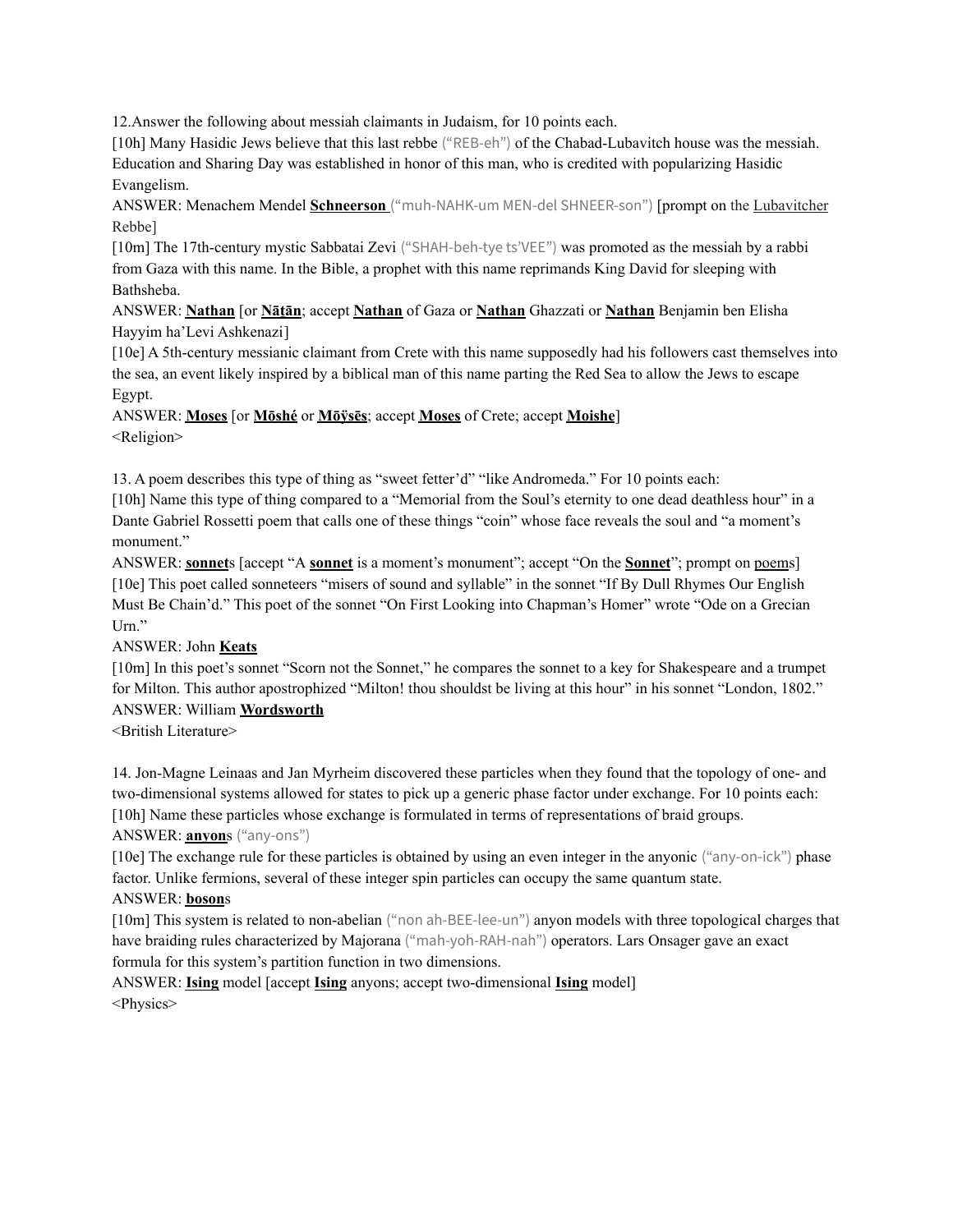12.Answer the following about messiah claimants in Judaism, for 10 points each.

[10h] Many Hasidic Jews believe that this last rebbe ("REB-eh") of the Chabad-Lubavitch house was the messiah. Education and Sharing Day was established in honor of this man, who is credited with popularizing Hasidic Evangelism.

ANSWER: Menachem Mendel **<u>Schneerson</u>** ("muh-NAHK-um MEN-del SHNEER-son") [prompt on the <u>Lubavitcher</u> Rebbe]

[10m] The 17th-century mystic Sabbatai Zevi ("SHAH-beh-tye ts'VEE") was promoted as the messiah by a rabbi from Gaza with this name. In the Bible, a prophet with this name reprimands King David for sleeping with Bathsheba.

ANSWER: **<u>Nathan</u>** [or **<u>Nāṭān</u>**; accept **<u>Nathan</u>** of Gaza or **<u>Nathan</u>** Ghazzati or **<u>Nathan</u>** Benjamin ben Elisha Hayyim ha'Levi Ashkenazi]

[10e] A 5th-century messianic claimant from Crete with this name supposedly had his followers cast themselves into the sea, an event likely inspired by a biblical man of this name parting the Red Sea to allow the Jews to escape Egypt.

ANSWER: **<u>Moses</u>** [or **<u>Mōshé</u>** or **<u>Mōÿsēs</u>**; accept **<u>Moses</u>** of Crete; accept **<u>Moishe</u>**]

<Religion>

13. A poem describes this type of thing as "sweet fetter'd" "like Andromeda." For 10 points each:

[10h] Name this type of thing compared to a "Memorial from the Soul's eternity to one dead deathless hour" in a Dante Gabriel Rossetti poem that calls one of these things "coin" whose face reveals the soul and "a moment's monument."

ANSWER: **<u>sonnet</u>**s [accept "A **<u>sonnet</u>** is a moment's monument"; accept "On the **<u>Sonnet</u>**"; prompt on <u>poem</u>s]

[10e] This poet called sonneteers "misers of sound and syllable" in the sonnet "If By Dull Rhymes Our English Must Be Chain'd." This poet of the sonnet "On First Looking into Chapman's Homer" wrote "Ode on a Grecian Urn."

ANSWER: John **<u>Keats</u>**

[10m] In this poet's sonnet "Scorn not the Sonnet," he compares the sonnet to a key for Shakespeare and a trumpet for Milton. This author apostrophized "Milton! thou shouldst be living at this hour" in his sonnet "London, 1802."

ANSWER: William **<u>Wordsworth</u>**

<British Literature>

14. Jon-Magne Leinaas and Jan Myrheim discovered these particles when they found that the topology of one- and two-dimensional systems allowed for states to pick up a generic phase factor under exchange. For 10 points each:

[10h] Name these particles whose exchange is formulated in terms of representations of braid groups.

ANSWER: **<u>anyon</u>**s ("any-ons")

[10e] The exchange rule for these particles is obtained by using an even integer in the anyonic ("any-on-ick") phase factor. Unlike fermions, several of these integer spin particles can occupy the same quantum state.

ANSWER: **<u>boson</u>**s

[10m] This system is related to non-abelian ("non ah-BEE-lee-un") anyon models with three topological charges that have braiding rules characterized by Majorana ("mah-yoh-RAH-nah") operators. Lars Onsager gave an exact formula for this system's partition function in two dimensions.

ANSWER: **<u>Ising</u>** model [accept **<u>Ising</u>** anyons; accept two-dimensional **<u>Ising</u>** model]

<Physics>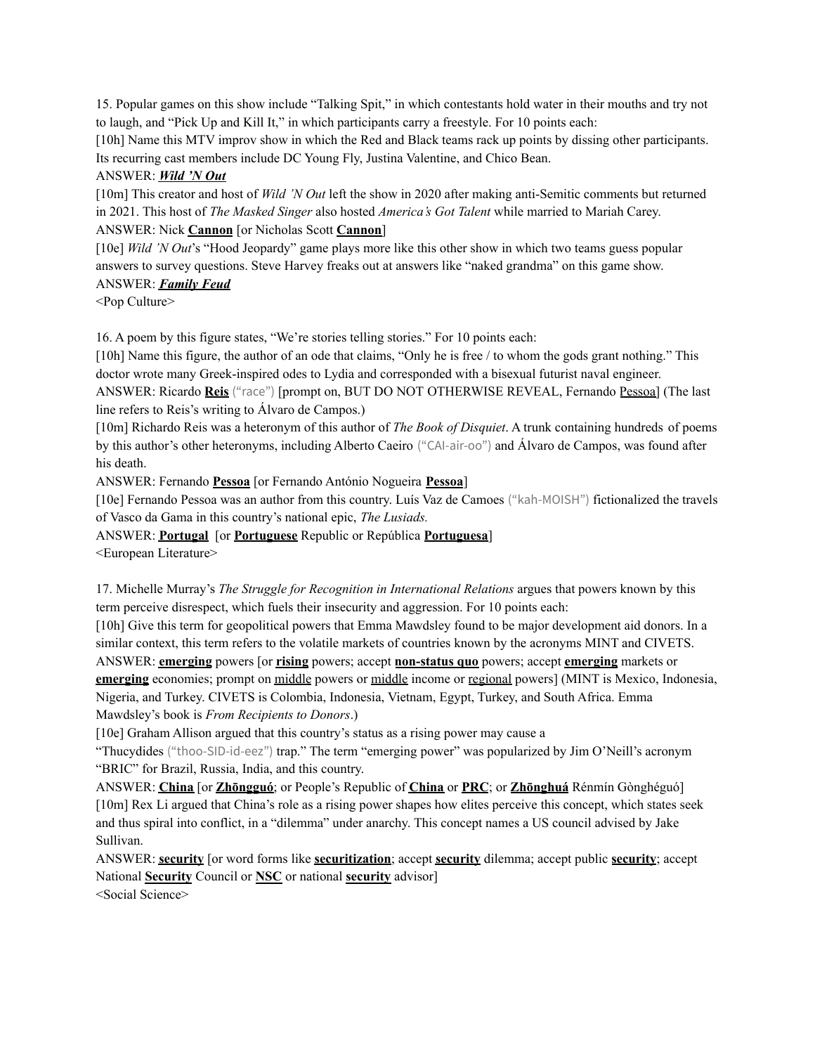15. Popular games on this show include "Talking Spit," in which contestants hold water in their mouths and try not to laugh, and "Pick Up and Kill It," in which participants carry a freestyle. For 10 points each:

[10h] Name this MTV improv show in which the Red and Black teams rack up points by dissing other participants. Its recurring cast members include DC Young Fly, Justina Valentine, and Chico Bean.

ANSWER: ***Wild 'N Out***

[10m] This creator and host of *Wild 'N Out* left the show in 2020 after making anti-Semitic comments but returned in 2021. This host of *The Masked Singer* also hosted *America's Got Talent* while married to Mariah Carey.

ANSWER: Nick **Cannon** [or Nicholas Scott **Cannon**]

[10e] *Wild 'N Out*'s "Hood Jeopardy" game plays more like this other show in which two teams guess popular answers to survey questions. Steve Harvey freaks out at answers like "naked grandma" on this game show.

ANSWER: ***Family Feud***

<Pop Culture>

16. A poem by this figure states, "We're stories telling stories." For 10 points each:

[10h] Name this figure, the author of an ode that claims, "Only he is free / to whom the gods grant nothing." This doctor wrote many Greek-inspired odes to Lydia and corresponded with a bisexual futurist naval engineer.

ANSWER: Ricardo **Reis** ("race") [prompt on, BUT DO NOT OTHERWISE REVEAL, Fernando Pessoa] (The last line refers to Reis's writing to Álvaro de Campos.)

[10m] Richardo Reis was a heteronym of this author of *The Book of Disquiet*. A trunk containing hundreds of poems by this author's other heteronyms, including Alberto Caeiro ("CAI-air-oo") and Álvaro de Campos, was found after his death.

ANSWER: Fernando **Pessoa** [or Fernando António Nogueira **Pessoa**]

[10e] Fernando Pessoa was an author from this country. Luís Vaz de Camoes ("kah-MOISH") fictionalized the travels of Vasco da Gama in this country's national epic, *The Lusiads.*

ANSWER: **Portugal** [or **Portuguese** Republic or República **Portuguesa**]

<European Literature>

17. Michelle Murray's *The Struggle for Recognition in International Relations* argues that powers known by this term perceive disrespect, which fuels their insecurity and aggression. For 10 points each:

[10h] Give this term for geopolitical powers that Emma Mawdsley found to be major development aid donors. In a similar context, this term refers to the volatile markets of countries known by the acronyms MINT and CIVETS.

ANSWER: **emerging** powers [or **rising** powers; accept **non-status quo** powers; accept **emerging** markets or **emerging** economies; prompt on middle powers or middle income or regional powers] (MINT is Mexico, Indonesia, Nigeria, and Turkey. CIVETS is Colombia, Indonesia, Vietnam, Egypt, Turkey, and South Africa. Emma Mawdsley's book is *From Recipients to Donors*.)

[10e] Graham Allison argued that this country's status as a rising power may cause a "Thucydides ("thoo-SID-id-eez") trap." The term "emerging power" was popularized by Jim O'Neill's acronym "BRIC" for Brazil, Russia, India, and this country.

ANSWER: **China** [or **Zhōngguó**; or People's Republic of **China** or **PRC**; or **Zhōnghuá** Rénmín Gònghéguó]

[10m] Rex Li argued that China's role as a rising power shapes how elites perceive this concept, which states seek and thus spiral into conflict, in a "dilemma" under anarchy. This concept names a US council advised by Jake Sullivan.

ANSWER: **security** [or word forms like **securitization**; accept **security** dilemma; accept public **security**; accept National **Security** Council or **NSC** or national **security** advisor]

<Social Science>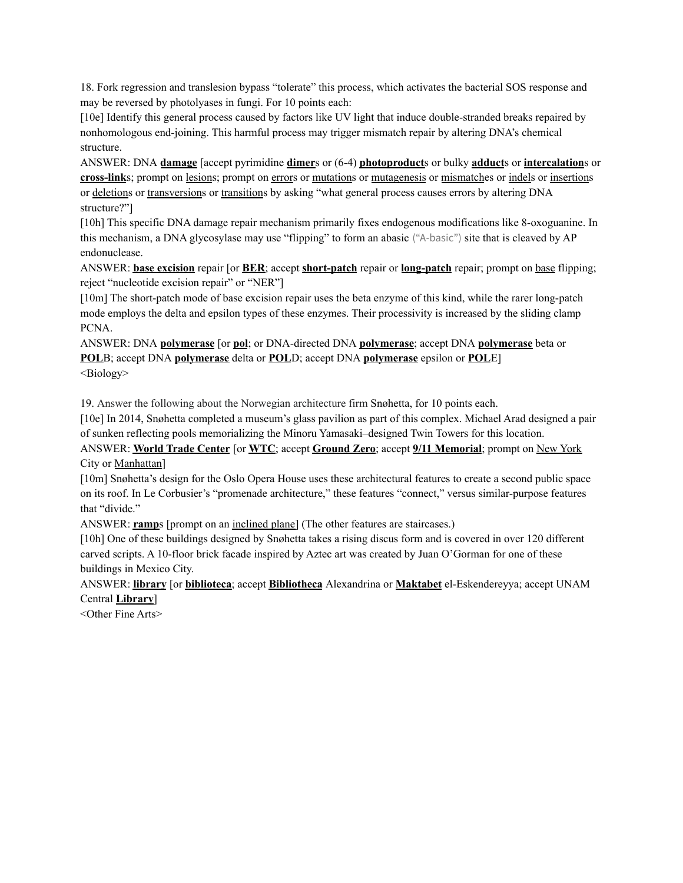18. Fork regression and translesion bypass "tolerate" this process, which activates the bacterial SOS response and may be reversed by photolyases in fungi. For 10 points each:

[10e] Identify this general process caused by factors like UV light that induce double-stranded breaks repaired by nonhomologous end-joining. This harmful process may trigger mismatch repair by altering DNA's chemical structure.

ANSWER: DNA **<u>damage</u>** [accept pyrimidine **<u>dimer</u>**s or (6-4) **<u>photoproduct</u>**s or bulky **<u>adduct</u>**s or **<u>intercalation</u>**s or **<u>cross-link</u>**s; prompt on <u>lesion</u>s; prompt on <u>error</u>s or <u>mutation</u>s or <u>mutagenesis</u> or <u>mismatch</u>es or <u>indel</u>s or <u>insertion</u>s or <u>deletion</u>s or <u>transversion</u>s or <u>transition</u>s by asking "what general process causes errors by altering DNA structure?"]

[10h] This specific DNA damage repair mechanism primarily fixes endogenous modifications like 8-oxoguanine. In this mechanism, a DNA glycosylase may use "flipping" to form an abasic ("A-basic") site that is cleaved by AP endonuclease.

ANSWER: **<u>base excision</u>** repair [or **<u>BER</u>**; accept **<u>short-patch</u>** repair or **<u>long-patch</u>** repair; prompt on <u>base</u> flipping; reject "nucleotide excision repair" or "NER"]

[10m] The short-patch mode of base excision repair uses the beta enzyme of this kind, while the rarer long-patch mode employs the delta and epsilon types of these enzymes. Their processivity is increased by the sliding clamp PCNA.

ANSWER: DNA **<u>polymerase</u>** [or **<u>pol</u>**; or DNA-directed DNA **<u>polymerase</u>**; accept DNA **<u>polymerase</u>** beta or **<u>POL</u>**B; accept DNA **<u>polymerase</u>** delta or **<u>POL</u>**D; accept DNA **<u>polymerase</u>** epsilon or **<u>POL</u>**E]

<Biology>

19. Answer the following about the Norwegian architecture firm Snøhetta, for 10 points each.

[10e] In 2014, Snøhetta completed a museum's glass pavilion as part of this complex. Michael Arad designed a pair of sunken reflecting pools memorializing the Minoru Yamasaki–designed Twin Towers for this location.

ANSWER: **<u>World Trade Center</u>** [or **<u>WTC</u>**; accept **<u>Ground Zero</u>**; accept **<u>9/11 Memorial</u>**; prompt on <u>New York</u> City or <u>Manhattan</u>]

[10m] Snøhetta's design for the Oslo Opera House uses these architectural features to create a second public space on its roof. In Le Corbusier's "promenade architecture," these features "connect," versus similar-purpose features that "divide."

ANSWER: **<u>ramp</u>**s [prompt on an <u>inclined plane</u>] (The other features are staircases.)

[10h] One of these buildings designed by Snøhetta takes a rising discus form and is covered in over 120 different carved scripts. A 10-floor brick facade inspired by Aztec art was created by Juan O'Gorman for one of these buildings in Mexico City.

ANSWER: **<u>library</u>** [or **<u>biblioteca</u>**; accept **<u>Bibliotheca</u>** Alexandrina or **<u>Maktabet</u>** el-Eskendereyya; accept UNAM Central **<u>Library</u>**]

<Other Fine Arts>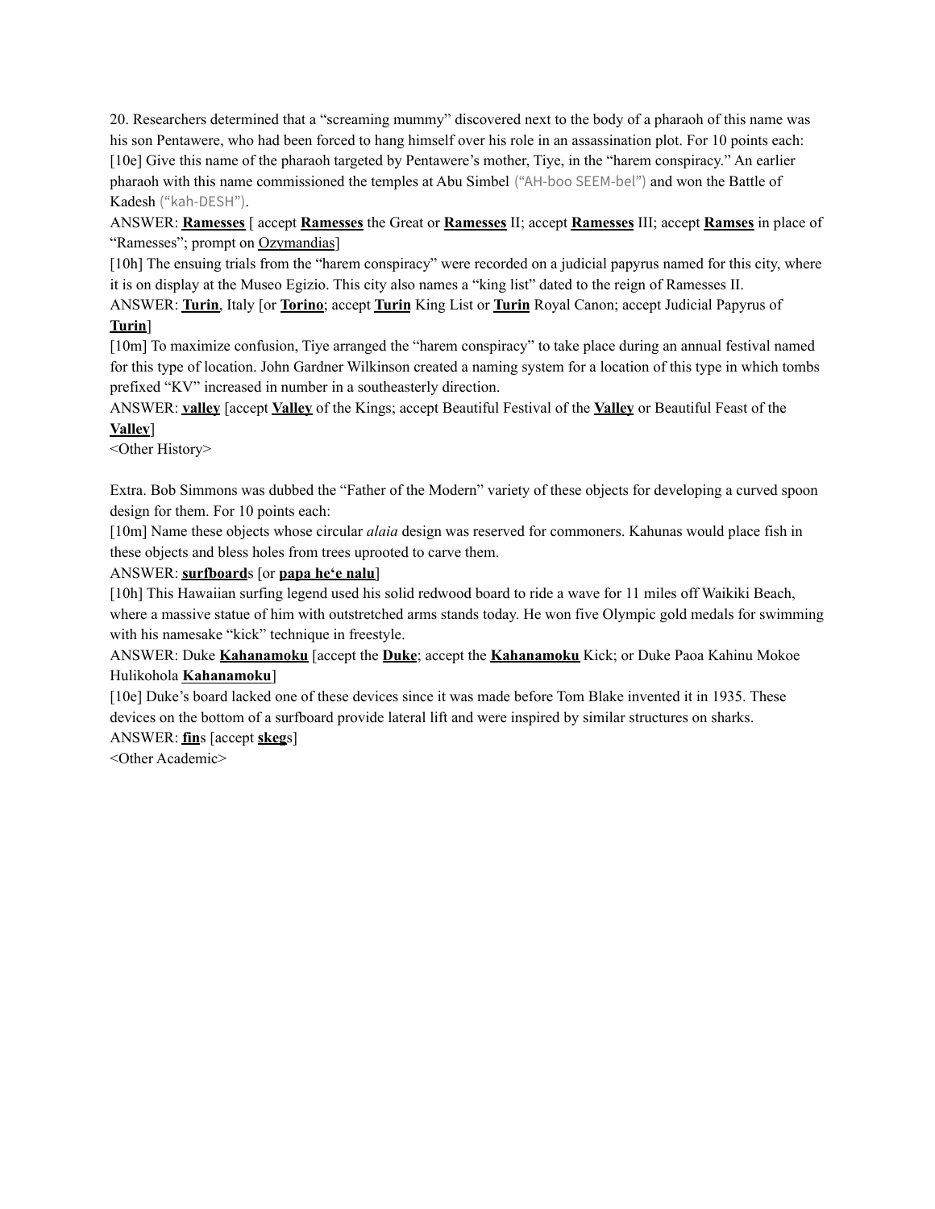20. Researchers determined that a "screaming mummy" discovered next to the body of a pharaoh of this name was his son Pentawere, who had been forced to hang himself over his role in an assassination plot. For 10 points each:

[10e] Give this name of the pharaoh targeted by Pentawere's mother, Tiye, in the "harem conspiracy." An earlier pharaoh with this name commissioned the temples at Abu Simbel ("AH-boo SEEM-bel") and won the Battle of Kadesh ("kah-DESH").

ANSWER: **<u>Ramesses</u>** [ accept **<u>Ramesses</u>** the Great or **<u>Ramesses</u>** II; accept **<u>Ramesses</u>** III; accept **<u>Ramses</u>** in place of "Ramesses"; prompt on <u>Ozymandias</u>]

[10h] The ensuing trials from the "harem conspiracy" were recorded on a judicial papyrus named for this city, where it is on display at the Museo Egizio. This city also names a "king list" dated to the reign of Ramesses II.

ANSWER: **<u>Turin</u>**, Italy [or **<u>Torino</u>**; accept **<u>Turin</u>** King List or **<u>Turin</u>** Royal Canon; accept Judicial Papyrus of **<u>Turin</u>**]

[10m] To maximize confusion, Tiye arranged the "harem conspiracy" to take place during an annual festival named for this type of location. John Gardner Wilkinson created a naming system for a location of this type in which tombs prefixed "KV" increased in number in a southeasterly direction.

ANSWER: **<u>valley</u>** [accept **<u>Valley</u>** of the Kings; accept Beautiful Festival of the **<u>Valley</u>** or Beautiful Feast of the **<u>Valley</u>**]

<Other History>

Extra. Bob Simmons was dubbed the "Father of the Modern" variety of these objects for developing a curved spoon design for them. For 10 points each:

[10m] Name these objects whose circular *alaia* design was reserved for commoners. Kahunas would place fish in these objects and bless holes from trees uprooted to carve them.

ANSWER: **<u>surfboard</u>**s [or **<u>papa he'e nalu</u>**]

[10h] This Hawaiian surfing legend used his solid redwood board to ride a wave for 11 miles off Waikiki Beach, where a massive statue of him with outstretched arms stands today. He won five Olympic gold medals for swimming with his namesake "kick" technique in freestyle.

ANSWER: Duke **<u>Kahanamoku</u>** [accept the **<u>Duke</u>**; accept the **<u>Kahanamoku</u>** Kick; or Duke Paoa Kahinu Mokoe Hulikohola **<u>Kahanamoku</u>**]

[10e] Duke's board lacked one of these devices since it was made before Tom Blake invented it in 1935. These devices on the bottom of a surfboard provide lateral lift and were inspired by similar structures on sharks.

ANSWER: **<u>fin</u>**s [accept **<u>skeg</u>**s]

<Other Academic>